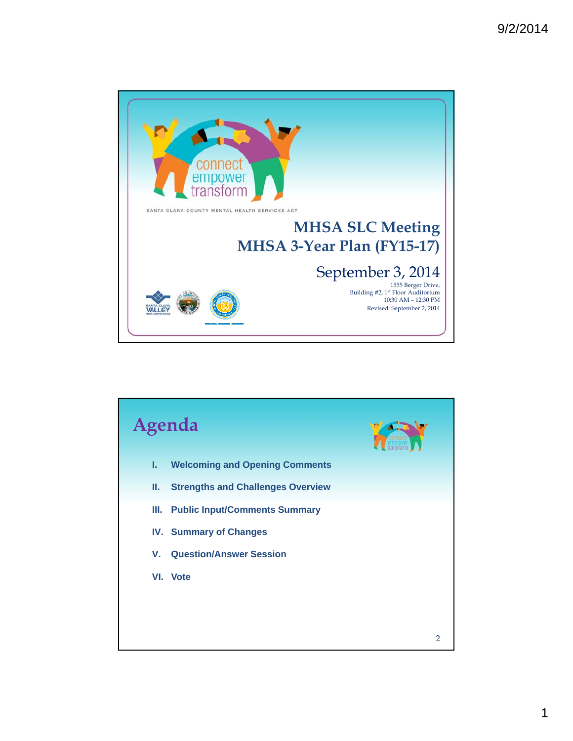connect
empower
transform

SANTA CLARA COUNTY MENTAL HEALTH SERVICES ACT

# MHSA SLC Meeting
# MHSA 3-Year Plan (FY15-17)

## September 3, 2014

1555 Berger Drive,
Building #2, 1st Floor Auditorium
10:30 AM – 12:30 PM
Revised: September 2, 2014

# Agenda

I. **Welcoming and Opening Comments**

II. **Strengths and Challenges Overview**

III. **Public Input/Comments Summary**

IV. **Summary of Changes**

V. **Question/Answer Session**

VI. **Vote**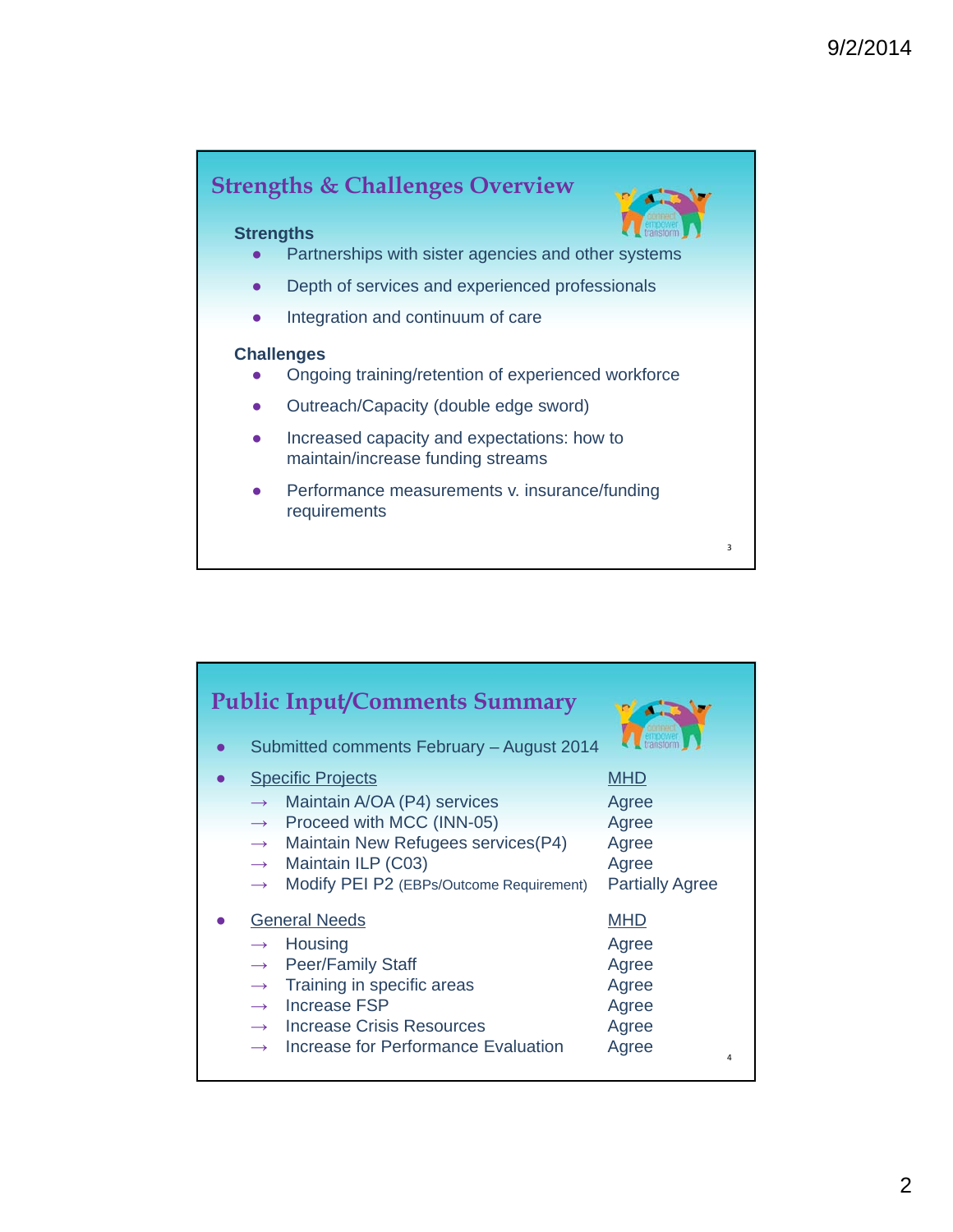## Strengths & Challenges Overview

**Strengths**

- Partnerships with sister agencies and other systems
- Depth of services and experienced professionals
- Integration and continuum of care

**Challenges**

- Ongoing training/retention of experienced workforce
- Outreach/Capacity (double edge sword)
- Increased capacity and expectations: how to maintain/increase funding streams
- Performance measurements v. insurance/funding requirements

## Public Input/Comments Summary

- Submitted comments February – August 2014

| Specific Projects | MHD |
| --- | --- |
| → Maintain A/OA (P4) services | Agree |
| → Proceed with MCC (INN-05) | Agree |
| → Maintain New Refugees services(P4) | Agree |
| → Maintain ILP (C03) | Agree |
| → Modify PEI P2 (EBPs/Outcome Requirement) | Partially Agree |

| General Needs | MHD |
| --- | --- |
| → Housing | Agree |
| → Peer/Family Staff | Agree |
| → Training in specific areas | Agree |
| → Increase FSP | Agree |
| → Increase Crisis Resources | Agree |
| → Increase for Performance Evaluation | Agree |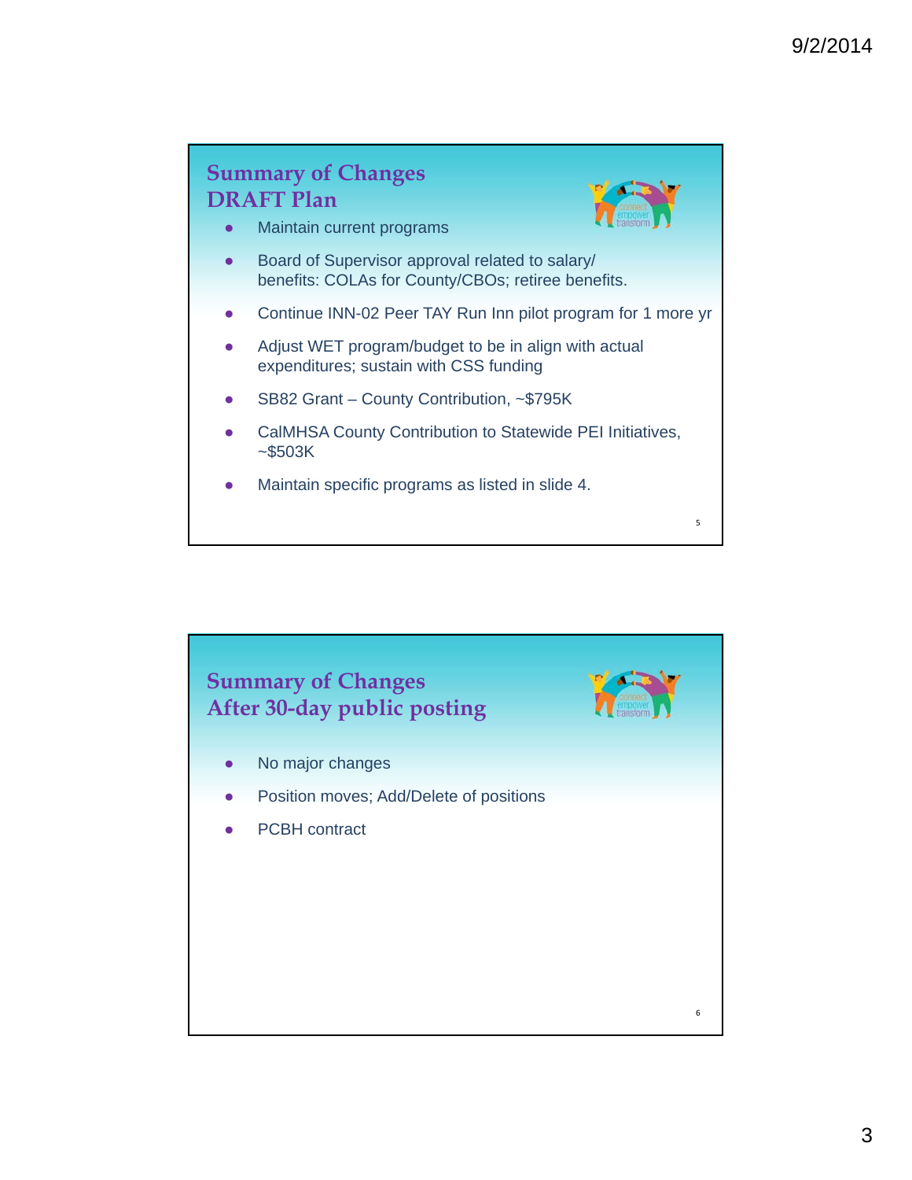## Summary of Changes DRAFT Plan

- Maintain current programs
- Board of Supervisor approval related to salary/ benefits: COLAs for County/CBOs; retiree benefits.
- Continue INN-02 Peer TAY Run Inn pilot program for 1 more yr
- Adjust WET program/budget to be in align with actual expenditures; sustain with CSS funding
- SB82 Grant – County Contribution, ~$795K
- CalMHSA County Contribution to Statewide PEI Initiatives, ~$503K
- Maintain specific programs as listed in slide 4.

## Summary of Changes After 30-day public posting

- No major changes
- Position moves; Add/Delete of positions
- PCBH contract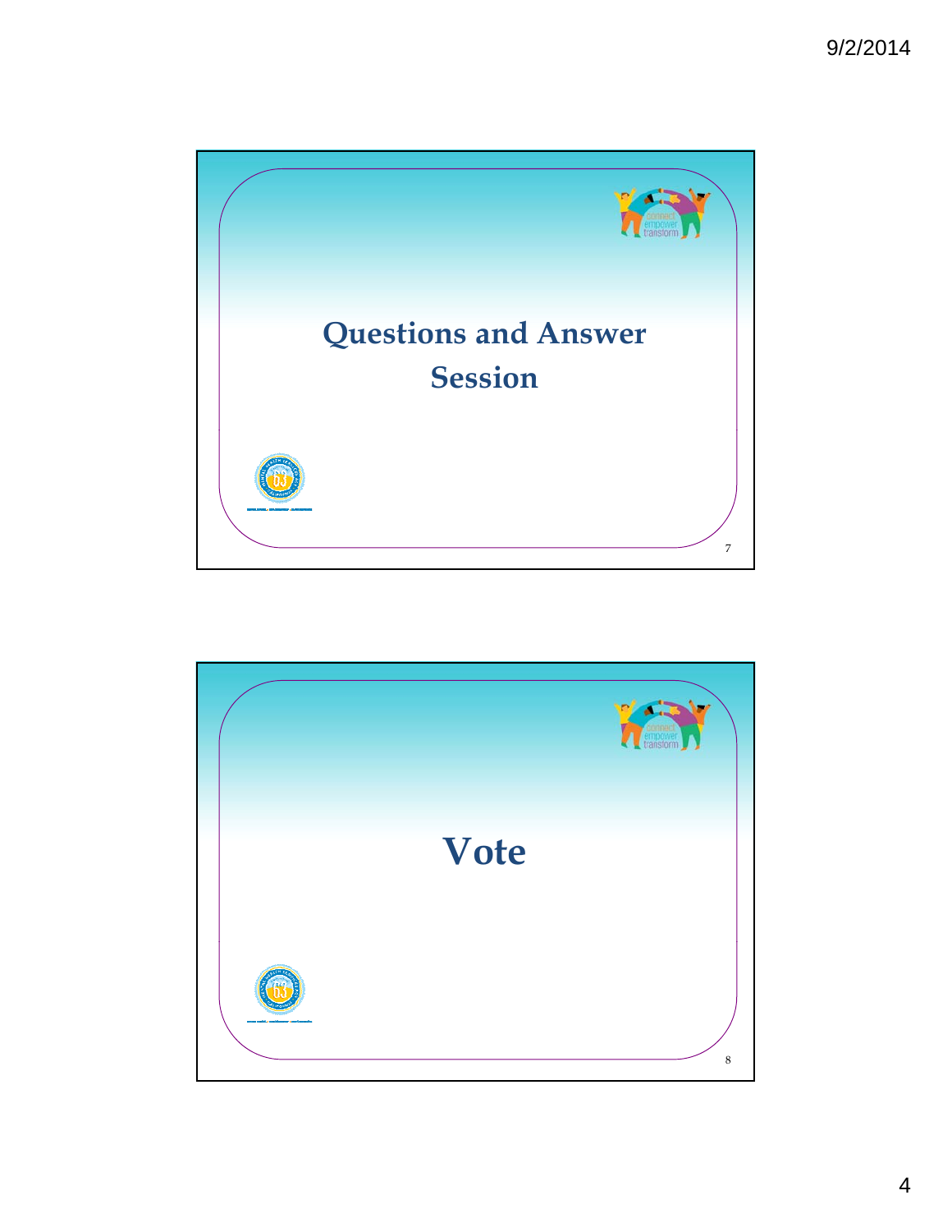# Questions and Answer Session

# Vote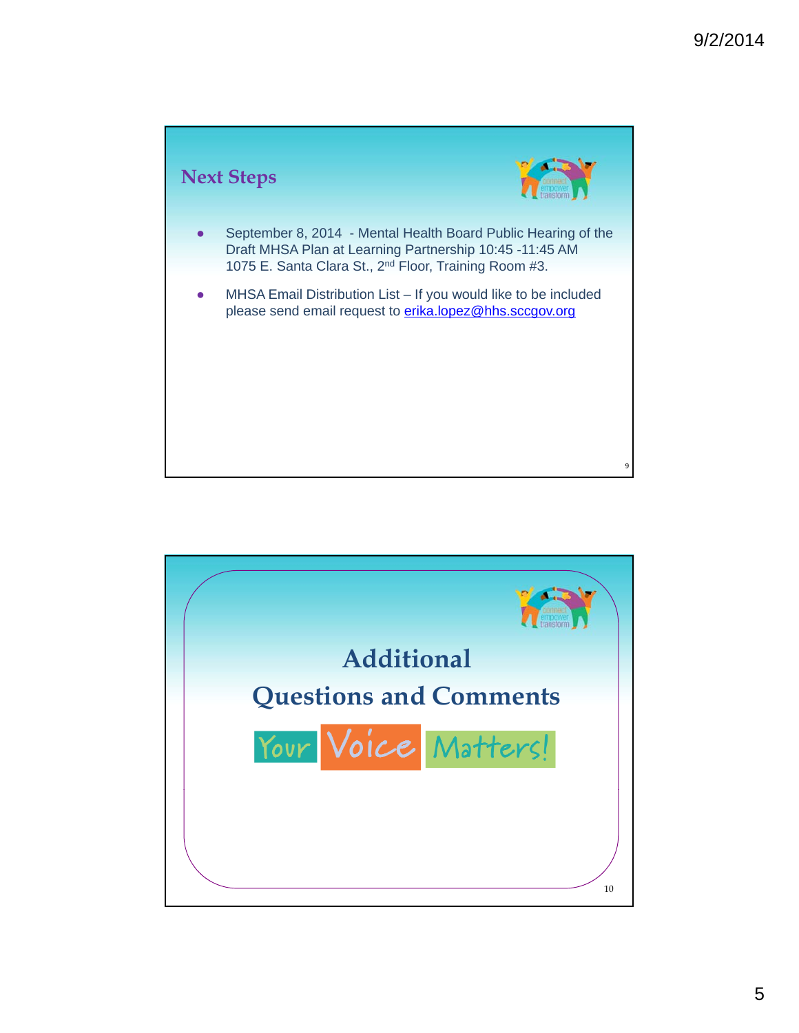## Next Steps

- September 8, 2014 - Mental Health Board Public Hearing of the Draft MHSA Plan at Learning Partnership 10:45 -11:45 AM 1075 E. Santa Clara St., 2nd Floor, Training Room #3.
- MHSA Email Distribution List – If you would like to be included please send email request to erika.lopez@hhs.sccgov.org

## Additional Questions and Comments

Your Voice Matters!